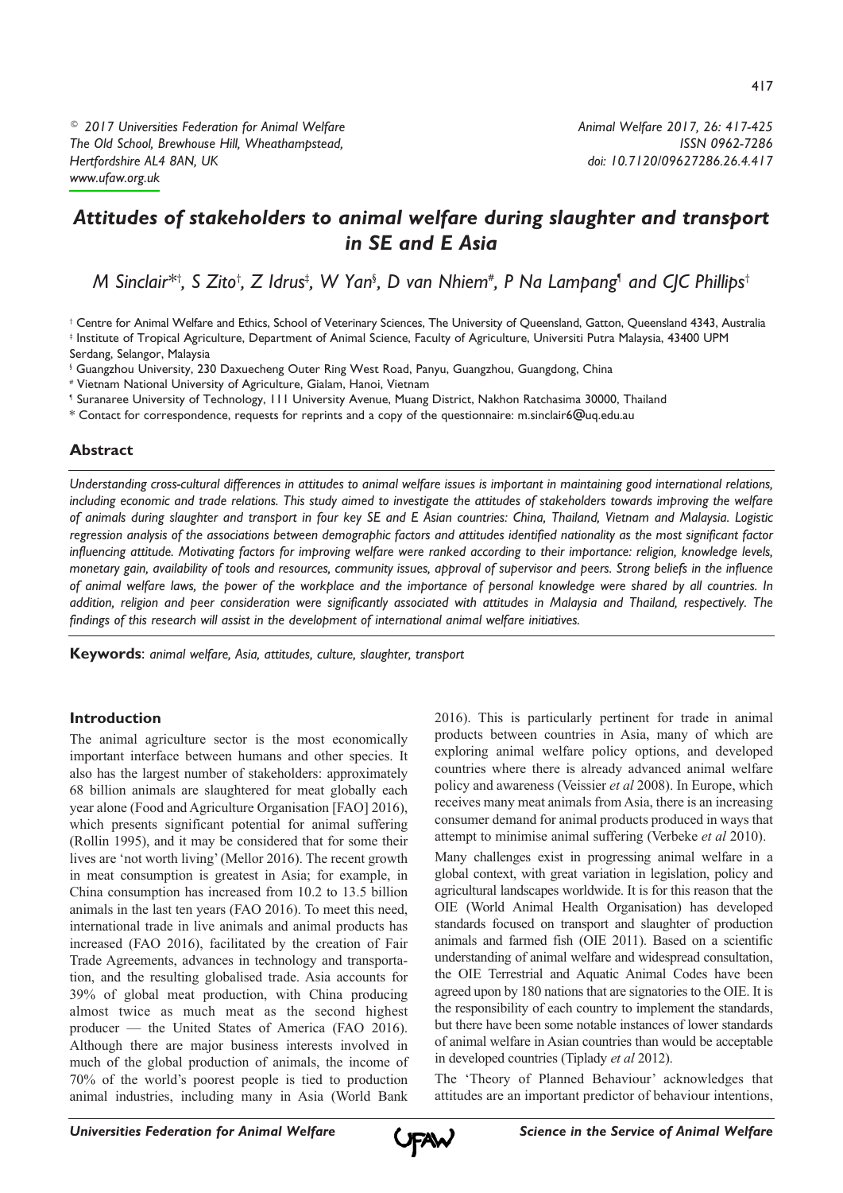© 2017 Universities Federation for Animal Welfare
The Old School, Brewhouse Hill, Wheathampstead, Hertfordshire AL4 8AN, UK
www.ufaw.org.uk

Animal Welfare 2017, 26: 417-425
ISSN 0962-7286
doi: 10.7120/09627286.26.4.417

# Attitudes of stakeholders to animal welfare during slaughter and transport in SE and E Asia

M Sinclair*[†], S Zito[†], Z Idrus[‡], W Yan[§], D van Nhiem[#], P Na Lampang[¶] and CJC Phillips[†]

[†] Centre for Animal Welfare and Ethics, School of Veterinary Sciences, The University of Queensland, Gatton, Queensland 4343, Australia
[‡] Institute of Tropical Agriculture, Department of Animal Science, Faculty of Agriculture, Universiti Putra Malaysia, 43400 UPM Serdang, Selangor, Malaysia
[§] Guangzhou University, 230 Daxuecheng Outer Ring West Road, Panyu, Guangzhou, Guangdong, China
[#] Vietnam National University of Agriculture, Gialam, Hanoi, Vietnam
[¶] Suranaree University of Technology, 111 University Avenue, Muang District, Nakhon Ratchasima 30000, Thailand
\* Contact for correspondence, requests for reprints and a copy of the questionnaire: m.sinclair6@uq.edu.au

## Abstract

*Understanding cross-cultural differences in attitudes to animal welfare issues is important in maintaining good international relations, including economic and trade relations. This study aimed to investigate the attitudes of stakeholders towards improving the welfare of animals during slaughter and transport in four key SE and E Asian countries: China, Thailand, Vietnam and Malaysia. Logistic regression analysis of the associations between demographic factors and attitudes identified nationality as the most significant factor influencing attitude. Motivating factors for improving welfare were ranked according to their importance: religion, knowledge levels, monetary gain, availability of tools and resources, community issues, approval of supervisor and peers. Strong beliefs in the influence of animal welfare laws, the power of the workplace and the importance of personal knowledge were shared by all countries. In addition, religion and peer consideration were significantly associated with attitudes in Malaysia and Thailand, respectively. The findings of this research will assist in the development of international animal welfare initiatives.*

**Keywords**: *animal welfare, Asia, attitudes, culture, slaughter, transport*

## Introduction

The animal agriculture sector is the most economically important interface between humans and other species. It also has the largest number of stakeholders: approximately 68 billion animals are slaughtered for meat globally each year alone (Food and Agriculture Organisation [FAO] 2016), which presents significant potential for animal suffering (Rollin 1995), and it may be considered that for some their lives are 'not worth living' (Mellor 2016). The recent growth in meat consumption is greatest in Asia; for example, in China consumption has increased from 10.2 to 13.5 billion animals in the last ten years (FAO 2016). To meet this need, international trade in live animals and animal products has increased (FAO 2016), facilitated by the creation of Fair Trade Agreements, advances in technology and transportation, and the resulting globalised trade. Asia accounts for 39% of global meat production, with China producing almost twice as much meat as the second highest producer — the United States of America (FAO 2016). Although there are major business interests involved in much of the global production of animals, the income of 70% of the world's poorest people is tied to production animal industries, including many in Asia (World Bank 2016). This is particularly pertinent for trade in animal products between countries in Asia, many of which are exploring animal welfare policy options, and developed countries where there is already advanced animal welfare policy and awareness (Veissier *et al* 2008). In Europe, which receives many meat animals from Asia, there is an increasing consumer demand for animal products produced in ways that attempt to minimise animal suffering (Verbeke *et al* 2010).

Many challenges exist in progressing animal welfare in a global context, with great variation in legislation, policy and agricultural landscapes worldwide. It is for this reason that the OIE (World Animal Health Organisation) has developed standards focused on transport and slaughter of production animals and farmed fish (OIE 2011). Based on a scientific understanding of animal welfare and widespread consultation, the OIE Terrestrial and Aquatic Animal Codes have been agreed upon by 180 nations that are signatories to the OIE. It is the responsibility of each country to implement the standards, but there have been some notable instances of lower standards of animal welfare in Asian countries than would be acceptable in developed countries (Tiplady *et al* 2012).

The 'Theory of Planned Behaviour' acknowledges that attitudes are an important predictor of behaviour intentions,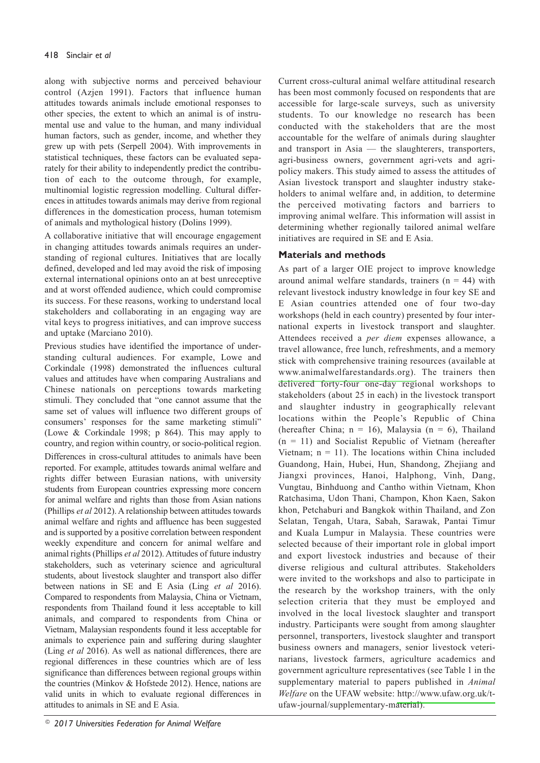along with subjective norms and perceived behaviour control (Azjen 1991). Factors that influence human attitudes towards animals include emotional responses to other species, the extent to which an animal is of instrumental use and value to the human, and many individual human factors, such as gender, income, and whether they grew up with pets (Serpell 2004). With improvements in statistical techniques, these factors can be evaluated separately for their ability to independently predict the contribution of each to the outcome through, for example, multinomial logistic regression modelling. Cultural differences in attitudes towards animals may derive from regional differences in the domestication process, human totemism of animals and mythological history (Dolins 1999).

A collaborative initiative that will encourage engagement in changing attitudes towards animals requires an understanding of regional cultures. Initiatives that are locally defined, developed and led may avoid the risk of imposing external international opinions onto an at best unreceptive and at worst offended audience, which could compromise its success. For these reasons, working to understand local stakeholders and collaborating in an engaging way are vital keys to progress initiatives, and can improve success and uptake (Marciano 2010).

Previous studies have identified the importance of understanding cultural audiences. For example, Lowe and Corkindale (1998) demonstrated the influences cultural values and attitudes have when comparing Australians and Chinese nationals on perceptions towards marketing stimuli. They concluded that "one cannot assume that the same set of values will influence two different groups of consumers' responses for the same marketing stimuli" (Lowe & Corkindale 1998; p 864). This may apply to country, and region within country, or socio-political region.

Differences in cross-cultural attitudes to animals have been reported. For example, attitudes towards animal welfare and rights differ between Eurasian nations, with university students from European countries expressing more concern for animal welfare and rights than those from Asian nations (Phillips *et al* 2012). A relationship between attitudes towards animal welfare and rights and affluence has been suggested and is supported by a positive correlation between respondent weekly expenditure and concern for animal welfare and animal rights (Phillips *et al* 2012). Attitudes of future industry stakeholders, such as veterinary science and agricultural students, about livestock slaughter and transport also differ between nations in SE and E Asia (Ling *et al* 2016). Compared to respondents from Malaysia, China or Vietnam, respondents from Thailand found it less acceptable to kill animals, and compared to respondents from China or Vietnam, Malaysian respondents found it less acceptable for animals to experience pain and suffering during slaughter (Ling *et al* 2016). As well as national differences, there are regional differences in these countries which are of less significance than differences between regional groups within the countries (Minkov & Hofstede 2012). Hence, nations are valid units in which to evaluate regional differences in attitudes to animals in SE and E Asia.

Current cross-cultural animal welfare attitudinal research has been most commonly focused on respondents that are accessible for large-scale surveys, such as university students. To our knowledge no research has been conducted with the stakeholders that are the most accountable for the welfare of animals during slaughter and transport in Asia — the slaughterers, transporters, agri-business owners, government agri-vets and agri-policy makers. This study aimed to assess the attitudes of Asian livestock transport and slaughter industry stakeholders to animal welfare and, in addition, to determine the perceived motivating factors and barriers to improving animal welfare. This information will assist in determining whether regionally tailored animal welfare initiatives are required in SE and E Asia.

## Materials and methods

As part of a larger OIE project to improve knowledge around animal welfare standards, trainers (n = 44) with relevant livestock industry knowledge in four key SE and E Asian countries attended one of four two-day workshops (held in each country) presented by four international experts in livestock transport and slaughter. Attendees received a *per diem* expenses allowance, a travel allowance, free lunch, refreshments, and a memory stick with comprehensive training resources (available at www.animalwelfarestandards.org). The trainers then delivered forty-four one-day regional workshops to stakeholders (about 25 in each) in the livestock transport and slaughter industry in geographically relevant locations within the People's Republic of China (hereafter China; n = 16), Malaysia (n = 6), Thailand (n = 11) and Socialist Republic of Vietnam (hereafter Vietnam; n = 11). The locations within China included Guandong, Hain, Hubei, Hun, Shandong, Zhejiang and Jiangxi provinces, Hanoi, Halphong, Vinh, Dang, Vungtau, Binhduong and Cantho within Vietnam, Khon Ratchasima, Udon Thani, Champon, Khon Kaen, Sakon khon, Petchaburi and Bangkok within Thailand, and Zon Selatan, Tengah, Utara, Sabah, Sarawak, Pantai Timur and Kuala Lumpur in Malaysia. These countries were selected because of their important role in global import and export livestock industries and because of their diverse religious and cultural attributes. Stakeholders were invited to the workshops and also to participate in the research by the workshop trainers, with the only selection criteria that they must be employed and involved in the local livestock slaughter and transport industry. Participants were sought from among slaughter personnel, transporters, livestock slaughter and transport business owners and managers, senior livestock veterinarians, livestock farmers, agriculture academics and government agriculture representatives (see Table 1 in the supplementary material to papers published in *Animal Welfare* on the UFAW website: http://www.ufaw.org.uk/t-ufaw-journal/supplementary-material).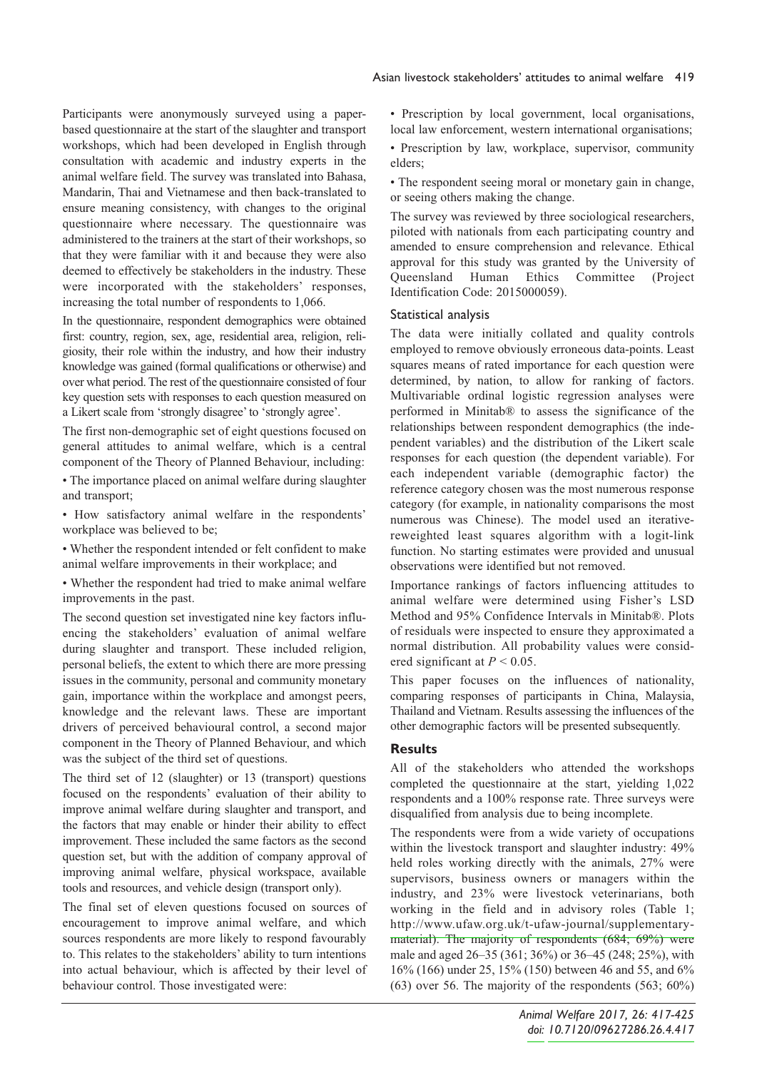Participants were anonymously surveyed using a paper-based questionnaire at the start of the slaughter and transport workshops, which had been developed in English through consultation with academic and industry experts in the animal welfare field. The survey was translated into Bahasa, Mandarin, Thai and Vietnamese and then back-translated to ensure meaning consistency, with changes to the original questionnaire where necessary. The questionnaire was administered to the trainers at the start of their workshops, so that they were familiar with it and because they were also deemed to effectively be stakeholders in the industry. These were incorporated with the stakeholders' responses, increasing the total number of respondents to 1,066.

In the questionnaire, respondent demographics were obtained first: country, region, sex, age, residential area, religion, religiosity, their role within the industry, and how their industry knowledge was gained (formal qualifications or otherwise) and over what period. The rest of the questionnaire consisted of four key question sets with responses to each question measured on a Likert scale from 'strongly disagree' to 'strongly agree'.

The first non-demographic set of eight questions focused on general attitudes to animal welfare, which is a central component of the Theory of Planned Behaviour, including:

- The importance placed on animal welfare during slaughter and transport;
- How satisfactory animal welfare in the respondents' workplace was believed to be;
- Whether the respondent intended or felt confident to make animal welfare improvements in their workplace; and
- Whether the respondent had tried to make animal welfare improvements in the past.

The second question set investigated nine key factors influencing the stakeholders' evaluation of animal welfare during slaughter and transport. These included religion, personal beliefs, the extent to which there are more pressing issues in the community, personal and community monetary gain, importance within the workplace and amongst peers, knowledge and the relevant laws. These are important drivers of perceived behavioural control, a second major component in the Theory of Planned Behaviour, and which was the subject of the third set of questions.

The third set of 12 (slaughter) or 13 (transport) questions focused on the respondents' evaluation of their ability to improve animal welfare during slaughter and transport, and the factors that may enable or hinder their ability to effect improvement. These included the same factors as the second question set, but with the addition of company approval of improving animal welfare, physical workspace, available tools and resources, and vehicle design (transport only).

The final set of eleven questions focused on sources of encouragement to improve animal welfare, and which sources respondents are more likely to respond favourably to. This relates to the stakeholders' ability to turn intentions into actual behaviour, which is affected by their level of behaviour control. Those investigated were:

- Prescription by local government, local organisations, local law enforcement, western international organisations;
- Prescription by law, workplace, supervisor, community elders;
- The respondent seeing moral or monetary gain in change, or seeing others making the change.

The survey was reviewed by three sociological researchers, piloted with nationals from each participating country and amended to ensure comprehension and relevance. Ethical approval for this study was granted by the University of Queensland Human Ethics Committee (Project Identification Code: 2015000059).

### Statistical analysis

The data were initially collated and quality controls employed to remove obviously erroneous data-points. Least squares means of rated importance for each question were determined, by nation, to allow for ranking of factors. Multivariable ordinal logistic regression analyses were performed in Minitab® to assess the significance of the relationships between respondent demographics (the independent variables) and the distribution of the Likert scale responses for each question (the dependent variable). For each independent variable (demographic factor) the reference category chosen was the most numerous response category (for example, in nationality comparisons the most numerous was Chinese). The model used an iterative-reweighted least squares algorithm with a logit-link function. No starting estimates were provided and unusual observations were identified but not removed.

Importance rankings of factors influencing attitudes to animal welfare were determined using Fisher's LSD Method and 95% Confidence Intervals in Minitab®. Plots of residuals were inspected to ensure they approximated a normal distribution. All probability values were considered significant at $P < 0.05$.

This paper focuses on the influences of nationality, comparing responses of participants in China, Malaysia, Thailand and Vietnam. Results assessing the influences of the other demographic factors will be presented subsequently.

## Results

All of the stakeholders who attended the workshops completed the questionnaire at the start, yielding 1,022 respondents and a 100% response rate. Three surveys were disqualified from analysis due to being incomplete.

The respondents were from a wide variety of occupations within the livestock transport and slaughter industry: 49% held roles working directly with the animals, 27% were supervisors, business owners or managers within the industry, and 23% were livestock veterinarians, both working in the field and in advisory roles (Table 1; http://www.ufaw.org.uk/t-ufaw-journal/supplementary-material). The majority of respondents (684; 69%) were male and aged 26–35 (361; 36%) or 36–45 (248; 25%), with 16% (166) under 25, 15% (150) between 46 and 55, and 6% (63) over 56. The majority of the respondents (563; 60%)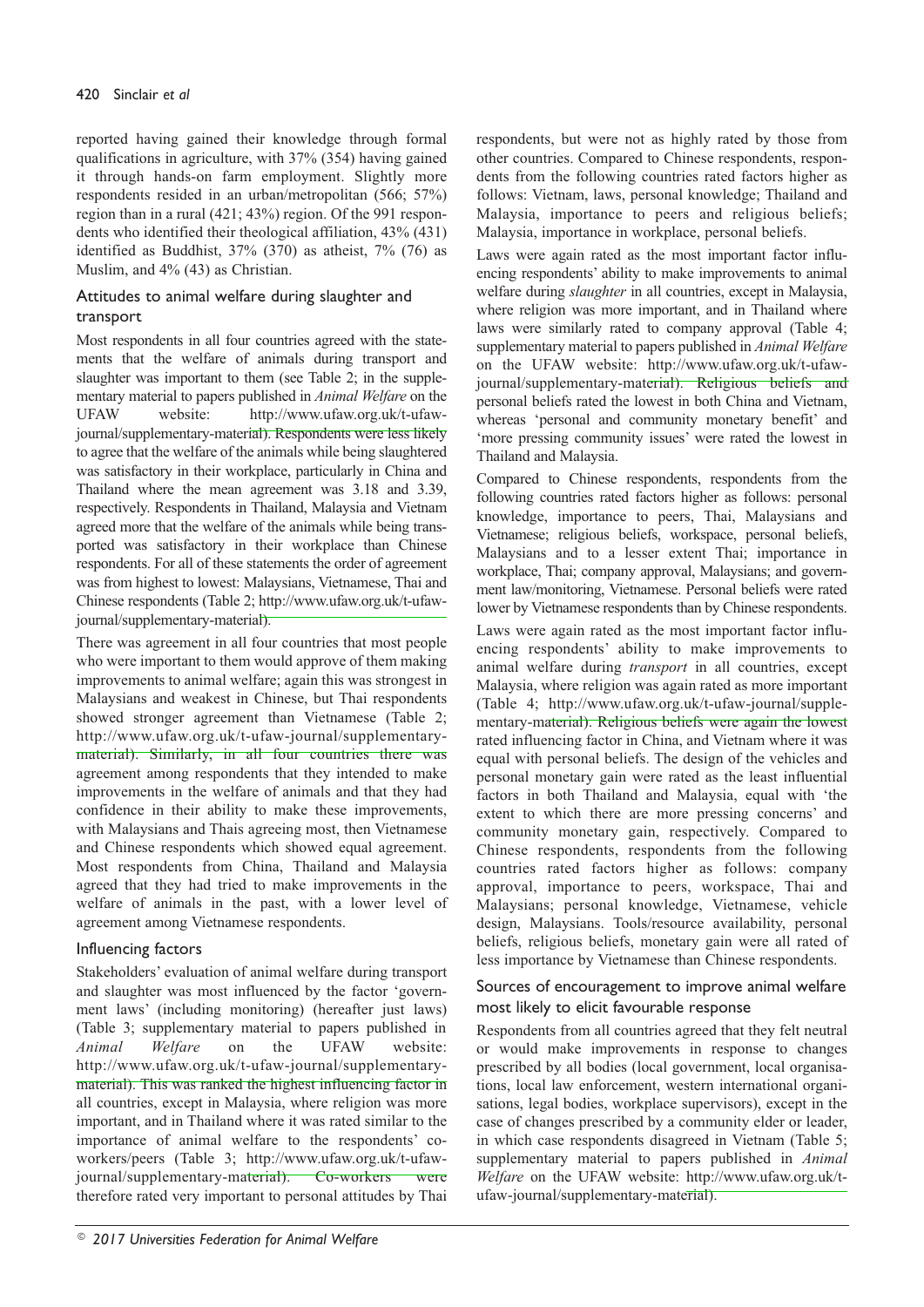reported having gained their knowledge through formal qualifications in agriculture, with 37% (354) having gained it through hands-on farm employment. Slightly more respondents resided in an urban/metropolitan (566; 57%) region than in a rural (421; 43%) region. Of the 991 respondents who identified their theological affiliation, 43% (431) identified as Buddhist, 37% (370) as atheist, 7% (76) as Muslim, and 4% (43) as Christian.

### Attitudes to animal welfare during slaughter and transport

Most respondents in all four countries agreed with the statements that the welfare of animals during transport and slaughter was important to them (see Table 2; in the supplementary material to papers published in *Animal Welfare* on the UFAW website: http://www.ufaw.org.uk/t-ufaw-journal/supplementary-material). Respondents were less likely to agree that the welfare of the animals while being slaughtered was satisfactory in their workplace, particularly in China and Thailand where the mean agreement was 3.18 and 3.39, respectively. Respondents in Thailand, Malaysia and Vietnam agreed more that the welfare of the animals while being transported was satisfactory in their workplace than Chinese respondents. For all of these statements the order of agreement was from highest to lowest: Malaysians, Vietnamese, Thai and Chinese respondents (Table 2; http://www.ufaw.org.uk/t-ufaw-journal/supplementary-material).

There was agreement in all four countries that most people who were important to them would approve of them making improvements to animal welfare; again this was strongest in Malaysians and weakest in Chinese, but Thai respondents showed stronger agreement than Vietnamese (Table 2; http://www.ufaw.org.uk/t-ufaw-journal/supplementary-material). Similarly, in all four countries there was agreement among respondents that they intended to make improvements in the welfare of animals and that they had confidence in their ability to make these improvements, with Malaysians and Thais agreeing most, then Vietnamese and Chinese respondents which showed equal agreement. Most respondents from China, Thailand and Malaysia agreed that they had tried to make improvements in the welfare of animals in the past, with a lower level of agreement among Vietnamese respondents.

### Influencing factors

Stakeholders' evaluation of animal welfare during transport and slaughter was most influenced by the factor 'government laws' (including monitoring) (hereafter just laws) (Table 3; supplementary material to papers published in *Animal Welfare* on the UFAW website: http://www.ufaw.org.uk/t-ufaw-journal/supplementary-material). This was ranked the highest influencing factor in all countries, except in Malaysia, where religion was more important, and in Thailand where it was rated similar to the importance of animal welfare to the respondents' co-workers/peers (Table 3; http://www.ufaw.org.uk/t-ufaw-journal/supplementary-material). Co-workers were therefore rated very important to personal attitudes by Thai respondents, but were not as highly rated by those from other countries. Compared to Chinese respondents, respondents from the following countries rated factors higher as follows: Vietnam, laws, personal knowledge; Thailand and Malaysia, importance to peers and religious beliefs; Malaysia, importance in workplace, personal beliefs.

Laws were again rated as the most important factor influencing respondents' ability to make improvements to animal welfare during *slaughter* in all countries, except in Malaysia, where religion was more important, and in Thailand where laws were similarly rated to company approval (Table 4; supplementary material to papers published in *Animal Welfare* on the UFAW website: http://www.ufaw.org.uk/t-ufaw-journal/supplementary-material). Religious beliefs and personal beliefs rated the lowest in both China and Vietnam, whereas 'personal and community monetary benefit' and 'more pressing community issues' were rated the lowest in Thailand and Malaysia.

Compared to Chinese respondents, respondents from the following countries rated factors higher as follows: personal knowledge, importance to peers, Thai, Malaysians and Vietnamese; religious beliefs, workspace, personal beliefs, Malaysians and to a lesser extent Thai; importance in workplace, Thai; company approval, Malaysians; and government law/monitoring, Vietnamese. Personal beliefs were rated lower by Vietnamese respondents than by Chinese respondents.

Laws were again rated as the most important factor influencing respondents' ability to make improvements to animal welfare during *transport* in all countries, except Malaysia, where religion was again rated as more important (Table 4; http://www.ufaw.org.uk/t-ufaw-journal/supplementary-material). Religious beliefs were again the lowest rated influencing factor in China, and Vietnam where it was equal with personal beliefs. The design of the vehicles and personal monetary gain were rated as the least influential factors in both Thailand and Malaysia, equal with 'the extent to which there are more pressing concerns' and community monetary gain, respectively. Compared to Chinese respondents, respondents from the following countries rated factors higher as follows: company approval, importance to peers, workspace, Thai and Malaysians; personal knowledge, Vietnamese, vehicle design, Malaysians. Tools/resource availability, personal beliefs, religious beliefs, monetary gain were all rated of less importance by Vietnamese than Chinese respondents.

### Sources of encouragement to improve animal welfare most likely to elicit favourable response

Respondents from all countries agreed that they felt neutral or would make improvements in response to changes prescribed by all bodies (local government, local organisations, local law enforcement, western international organisations, legal bodies, workplace supervisors), except in the case of changes prescribed by a community elder or leader, in which case respondents disagreed in Vietnam (Table 5; supplementary material to papers published in *Animal Welfare* on the UFAW website: http://www.ufaw.org.uk/t-ufaw-journal/supplementary-material).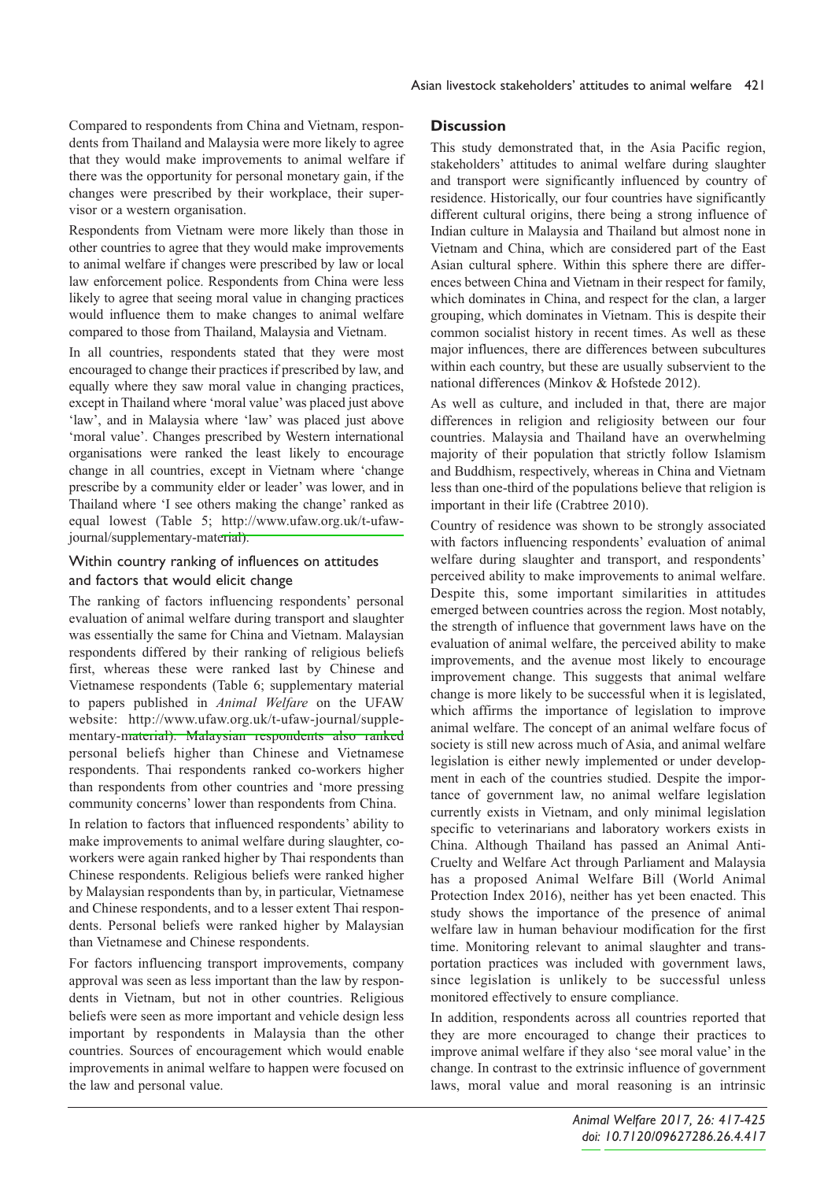Compared to respondents from China and Vietnam, respondents from Thailand and Malaysia were more likely to agree that they would make improvements to animal welfare if there was the opportunity for personal monetary gain, if the changes were prescribed by their workplace, their supervisor or a western organisation.

Respondents from Vietnam were more likely than those in other countries to agree that they would make improvements to animal welfare if changes were prescribed by law or local law enforcement police. Respondents from China were less likely to agree that seeing moral value in changing practices would influence them to make changes to animal welfare compared to those from Thailand, Malaysia and Vietnam.

In all countries, respondents stated that they were most encouraged to change their practices if prescribed by law, and equally where they saw moral value in changing practices, except in Thailand where 'moral value' was placed just above 'law', and in Malaysia where 'law' was placed just above 'moral value'. Changes prescribed by Western international organisations were ranked the least likely to encourage change in all countries, except in Vietnam where 'change prescribe by a community elder or leader' was lower, and in Thailand where 'I see others making the change' ranked as equal lowest (Table 5; http://www.ufaw.org.uk/t-ufaw-journal/supplementary-material).

### Within country ranking of influences on attitudes and factors that would elicit change

The ranking of factors influencing respondents' personal evaluation of animal welfare during transport and slaughter was essentially the same for China and Vietnam. Malaysian respondents differed by their ranking of religious beliefs first, whereas these were ranked last by Chinese and Vietnamese respondents (Table 6; supplementary material to papers published in *Animal Welfare* on the UFAW website: http://www.ufaw.org.uk/t-ufaw-journal/supplementary-material). Malaysian respondents also ranked personal beliefs higher than Chinese and Vietnamese respondents. Thai respondents ranked co-workers higher than respondents from other countries and 'more pressing community concerns' lower than respondents from China.

In relation to factors that influenced respondents' ability to make improvements to animal welfare during slaughter, co-workers were again ranked higher by Thai respondents than Chinese respondents. Religious beliefs were ranked higher by Malaysian respondents than by, in particular, Vietnamese and Chinese respondents, and to a lesser extent Thai respondents. Personal beliefs were ranked higher by Malaysian than Vietnamese and Chinese respondents.

For factors influencing transport improvements, company approval was seen as less important than the law by respondents in Vietnam, but not in other countries. Religious beliefs were seen as more important and vehicle design less important by respondents in Malaysia than the other countries. Sources of encouragement which would enable improvements in animal welfare to happen were focused on the law and personal value.

## Discussion

This study demonstrated that, in the Asia Pacific region, stakeholders' attitudes to animal welfare during slaughter and transport were significantly influenced by country of residence. Historically, our four countries have significantly different cultural origins, there being a strong influence of Indian culture in Malaysia and Thailand but almost none in Vietnam and China, which are considered part of the East Asian cultural sphere. Within this sphere there are differences between China and Vietnam in their respect for family, which dominates in China, and respect for the clan, a larger grouping, which dominates in Vietnam. This is despite their common socialist history in recent times. As well as these major influences, there are differences between subcultures within each country, but these are usually subservient to the national differences (Minkov & Hofstede 2012).

As well as culture, and included in that, there are major differences in religion and religiosity between our four countries. Malaysia and Thailand have an overwhelming majority of their population that strictly follow Islamism and Buddhism, respectively, whereas in China and Vietnam less than one-third of the populations believe that religion is important in their life (Crabtree 2010).

Country of residence was shown to be strongly associated with factors influencing respondents' evaluation of animal welfare during slaughter and transport, and respondents' perceived ability to make improvements to animal welfare. Despite this, some important similarities in attitudes emerged between countries across the region. Most notably, the strength of influence that government laws have on the evaluation of animal welfare, the perceived ability to make improvements, and the avenue most likely to encourage improvement change. This suggests that animal welfare change is more likely to be successful when it is legislated, which affirms the importance of legislation to improve animal welfare. The concept of an animal welfare focus of society is still new across much of Asia, and animal welfare legislation is either newly implemented or under development in each of the countries studied. Despite the importance of government law, no animal welfare legislation currently exists in Vietnam, and only minimal legislation specific to veterinarians and laboratory workers exists in China. Although Thailand has passed an Animal Anti-Cruelty and Welfare Act through Parliament and Malaysia has a proposed Animal Welfare Bill (World Animal Protection Index 2016), neither has yet been enacted. This study shows the importance of the presence of animal welfare law in human behaviour modification for the first time. Monitoring relevant to animal slaughter and transportation practices was included with government laws, since legislation is unlikely to be successful unless monitored effectively to ensure compliance.

In addition, respondents across all countries reported that they are more encouraged to change their practices to improve animal welfare if they also 'see moral value' in the change. In contrast to the extrinsic influence of government laws, moral value and moral reasoning is an intrinsic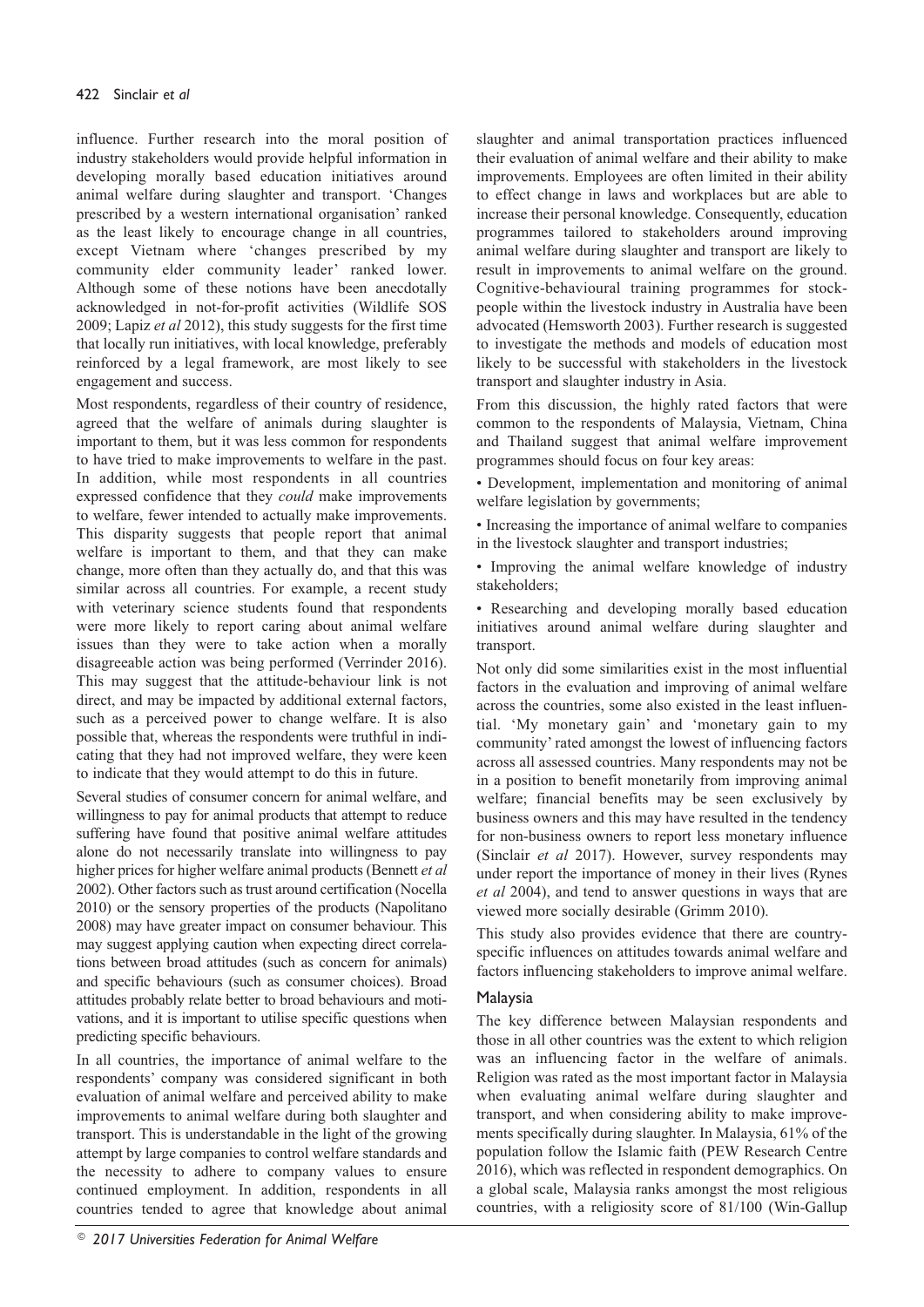influence. Further research into the moral position of industry stakeholders would provide helpful information in developing morally based education initiatives around animal welfare during slaughter and transport. 'Changes prescribed by a western international organisation' ranked as the least likely to encourage change in all countries, except Vietnam where 'changes prescribed by my community elder community leader' ranked lower. Although some of these notions have been anecdotally acknowledged in not-for-profit activities (Wildlife SOS 2009; Lapiz *et al* 2012), this study suggests for the first time that locally run initiatives, with local knowledge, preferably reinforced by a legal framework, are most likely to see engagement and success.

Most respondents, regardless of their country of residence, agreed that the welfare of animals during slaughter is important to them, but it was less common for respondents to have tried to make improvements to welfare in the past. In addition, while most respondents in all countries expressed confidence that they *could* make improvements to welfare, fewer intended to actually make improvements. This disparity suggests that people report that animal welfare is important to them, and that they can make change, more often than they actually do, and that this was similar across all countries. For example, a recent study with veterinary science students found that respondents were more likely to report caring about animal welfare issues than they were to take action when a morally disagreeable action was being performed (Verrinder 2016). This may suggest that the attitude-behaviour link is not direct, and may be impacted by additional external factors, such as a perceived power to change welfare. It is also possible that, whereas the respondents were truthful in indicating that they had not improved welfare, they were keen to indicate that they would attempt to do this in future.

Several studies of consumer concern for animal welfare, and willingness to pay for animal products that attempt to reduce suffering have found that positive animal welfare attitudes alone do not necessarily translate into willingness to pay higher prices for higher welfare animal products (Bennett *et al* 2002). Other factors such as trust around certification (Nocella 2010) or the sensory properties of the products (Napolitano 2008) may have greater impact on consumer behaviour. This may suggest applying caution when expecting direct correlations between broad attitudes (such as concern for animals) and specific behaviours (such as consumer choices). Broad attitudes probably relate better to broad behaviours and motivations, and it is important to utilise specific questions when predicting specific behaviours.

In all countries, the importance of animal welfare to the respondents' company was considered significant in both evaluation of animal welfare and perceived ability to make improvements to animal welfare during both slaughter and transport. This is understandable in the light of the growing attempt by large companies to control welfare standards and the necessity to adhere to company values to ensure continued employment. In addition, respondents in all countries tended to agree that knowledge about animal slaughter and animal transportation practices influenced their evaluation of animal welfare and their ability to make improvements. Employees are often limited in their ability to effect change in laws and workplaces but are able to increase their personal knowledge. Consequently, education programmes tailored to stakeholders around improving animal welfare during slaughter and transport are likely to result in improvements to animal welfare on the ground. Cognitive-behavioural training programmes for stockpeople within the livestock industry in Australia have been advocated (Hemsworth 2003). Further research is suggested to investigate the methods and models of education most likely to be successful with stakeholders in the livestock transport and slaughter industry in Asia.

From this discussion, the highly rated factors that were common to the respondents of Malaysia, Vietnam, China and Thailand suggest that animal welfare improvement programmes should focus on four key areas:

- Development, implementation and monitoring of animal welfare legislation by governments;
- Increasing the importance of animal welfare to companies in the livestock slaughter and transport industries;
- Improving the animal welfare knowledge of industry stakeholders;
- Researching and developing morally based education initiatives around animal welfare during slaughter and transport.

Not only did some similarities exist in the most influential factors in the evaluation and improving of animal welfare across the countries, some also existed in the least influential. 'My monetary gain' and 'monetary gain to my community' rated amongst the lowest of influencing factors across all assessed countries. Many respondents may not be in a position to benefit monetarily from improving animal welfare; financial benefits may be seen exclusively by business owners and this may have resulted in the tendency for non-business owners to report less monetary influence (Sinclair *et al* 2017). However, survey respondents may under report the importance of money in their lives (Rynes *et al* 2004), and tend to answer questions in ways that are viewed more socially desirable (Grimm 2010).

This study also provides evidence that there are country-specific influences on attitudes towards animal welfare and factors influencing stakeholders to improve animal welfare.

### Malaysia

The key difference between Malaysian respondents and those in all other countries was the extent to which religion was an influencing factor in the welfare of animals. Religion was rated as the most important factor in Malaysia when evaluating animal welfare during slaughter and transport, and when considering ability to make improvements specifically during slaughter. In Malaysia, 61% of the population follow the Islamic faith (PEW Research Centre 2016), which was reflected in respondent demographics. On a global scale, Malaysia ranks amongst the most religious countries, with a religiosity score of 81/100 (Win-Gallup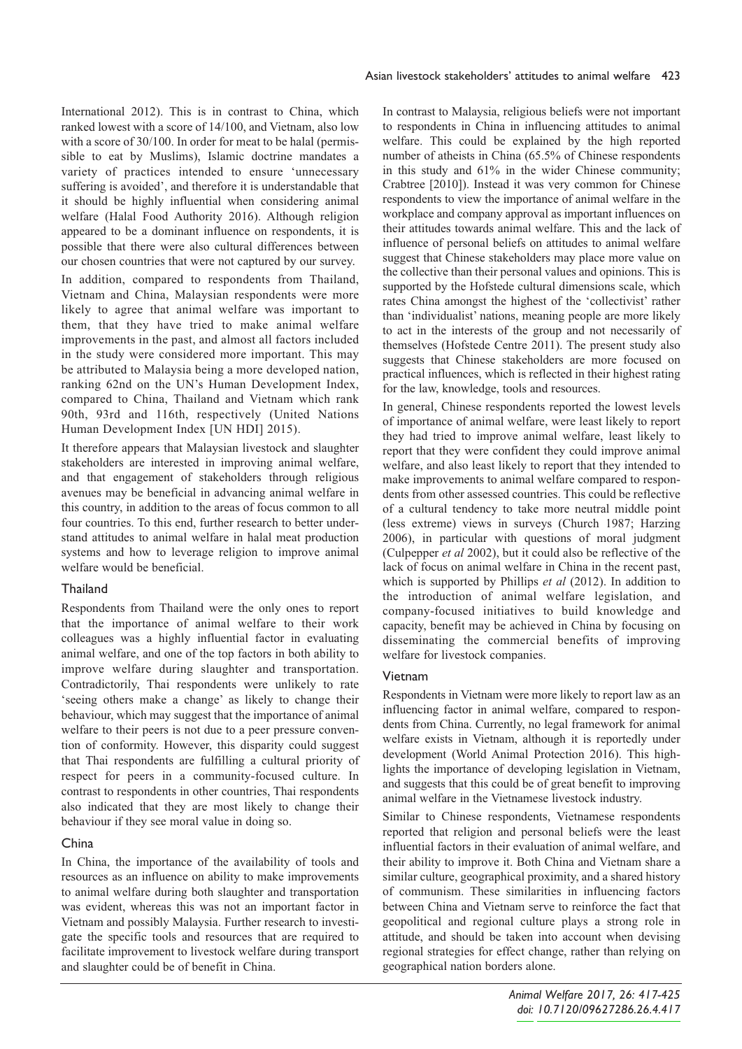International 2012). This is in contrast to China, which ranked lowest with a score of 14/100, and Vietnam, also low with a score of 30/100. In order for meat to be halal (permissible to eat by Muslims), Islamic doctrine mandates a variety of practices intended to ensure 'unnecessary suffering is avoided', and therefore it is understandable that it should be highly influential when considering animal welfare (Halal Food Authority 2016). Although religion appeared to be a dominant influence on respondents, it is possible that there were also cultural differences between our chosen countries that were not captured by our survey.

In addition, compared to respondents from Thailand, Vietnam and China, Malaysian respondents were more likely to agree that animal welfare was important to them, that they have tried to make animal welfare improvements in the past, and almost all factors included in the study were considered more important. This may be attributed to Malaysia being a more developed nation, ranking 62nd on the UN's Human Development Index, compared to China, Thailand and Vietnam which rank 90th, 93rd and 116th, respectively (United Nations Human Development Index [UN HDI] 2015).

It therefore appears that Malaysian livestock and slaughter stakeholders are interested in improving animal welfare, and that engagement of stakeholders through religious avenues may be beneficial in advancing animal welfare in this country, in addition to the areas of focus common to all four countries. To this end, further research to better understand attitudes to animal welfare in halal meat production systems and how to leverage religion to improve animal welfare would be beneficial.

## Thailand

Respondents from Thailand were the only ones to report that the importance of animal welfare to their work colleagues was a highly influential factor in evaluating animal welfare, and one of the top factors in both ability to improve welfare during slaughter and transportation. Contradictorily, Thai respondents were unlikely to rate 'seeing others make a change' as likely to change their behaviour, which may suggest that the importance of animal welfare to their peers is not due to a peer pressure convention of conformity. However, this disparity could suggest that Thai respondents are fulfilling a cultural priority of respect for peers in a community-focused culture. In contrast to respondents in other countries, Thai respondents also indicated that they are most likely to change their behaviour if they see moral value in doing so.

## China

In China, the importance of the availability of tools and resources as an influence on ability to make improvements to animal welfare during both slaughter and transportation was evident, whereas this was not an important factor in Vietnam and possibly Malaysia. Further research to investigate the specific tools and resources that are required to facilitate improvement to livestock welfare during transport and slaughter could be of benefit in China.

In contrast to Malaysia, religious beliefs were not important to respondents in China in influencing attitudes to animal welfare. This could be explained by the high reported number of atheists in China (65.5% of Chinese respondents in this study and 61% in the wider Chinese community; Crabtree [2010]). Instead it was very common for Chinese respondents to view the importance of animal welfare in the workplace and company approval as important influences on their attitudes towards animal welfare. This and the lack of influence of personal beliefs on attitudes to animal welfare suggest that Chinese stakeholders may place more value on the collective than their personal values and opinions. This is supported by the Hofstede cultural dimensions scale, which rates China amongst the highest of the 'collectivist' rather than 'individualist' nations, meaning people are more likely to act in the interests of the group and not necessarily of themselves (Hofstede Centre 2011). The present study also suggests that Chinese stakeholders are more focused on practical influences, which is reflected in their highest rating for the law, knowledge, tools and resources.

In general, Chinese respondents reported the lowest levels of importance of animal welfare, were least likely to report they had tried to improve animal welfare, least likely to report that they were confident they could improve animal welfare, and also least likely to report that they intended to make improvements to animal welfare compared to respondents from other assessed countries. This could be reflective of a cultural tendency to take more neutral middle point (less extreme) views in surveys (Church 1987; Harzing 2006), in particular with questions of moral judgment (Culpepper *et al* 2002), but it could also be reflective of the lack of focus on animal welfare in China in the recent past, which is supported by Phillips *et al* (2012). In addition to the introduction of animal welfare legislation, and company-focused initiatives to build knowledge and capacity, benefit may be achieved in China by focusing on disseminating the commercial benefits of improving welfare for livestock companies.

## Vietnam

Respondents in Vietnam were more likely to report law as an influencing factor in animal welfare, compared to respondents from China. Currently, no legal framework for animal welfare exists in Vietnam, although it is reportedly under development (World Animal Protection 2016). This highlights the importance of developing legislation in Vietnam, and suggests that this could be of great benefit to improving animal welfare in the Vietnamese livestock industry.

Similar to Chinese respondents, Vietnamese respondents reported that religion and personal beliefs were the least influential factors in their evaluation of animal welfare, and their ability to improve it. Both China and Vietnam share a similar culture, geographical proximity, and a shared history of communism. These similarities in influencing factors between China and Vietnam serve to reinforce the fact that geopolitical and regional culture plays a strong role in attitude, and should be taken into account when devising regional strategies for effect change, rather than relying on geographical nation borders alone.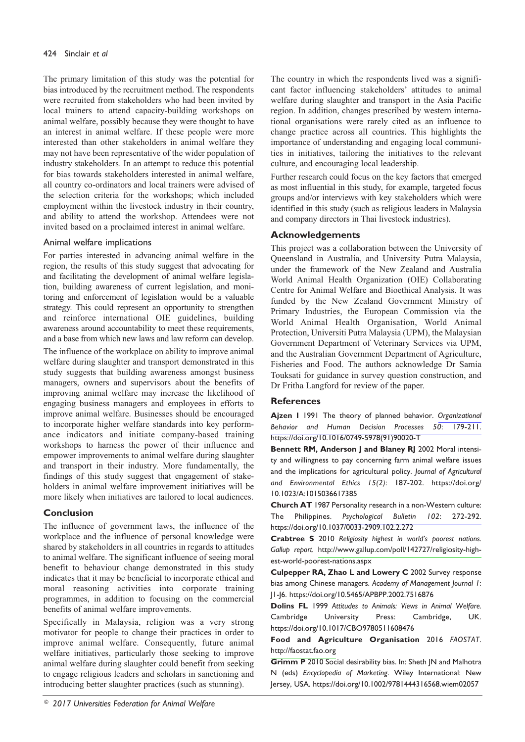The primary limitation of this study was the potential for bias introduced by the recruitment method. The respondents were recruited from stakeholders who had been invited by local trainers to attend capacity-building workshops on animal welfare, possibly because they were thought to have an interest in animal welfare. If these people were more interested than other stakeholders in animal welfare they may not have been representative of the wider population of industry stakeholders. In an attempt to reduce this potential for bias towards stakeholders interested in animal welfare, all country co-ordinators and local trainers were advised of the selection criteria for the workshops; which included employment within the livestock industry in their country, and ability to attend the workshop. Attendees were not invited based on a proclaimed interest in animal welfare.

### Animal welfare implications

For parties interested in advancing animal welfare in the region, the results of this study suggest that advocating for and facilitating the development of animal welfare legislation, building awareness of current legislation, and monitoring and enforcement of legislation would be a valuable strategy. This could represent an opportunity to strengthen and reinforce international OIE guidelines, building awareness around accountability to meet these requirements, and a base from which new laws and law reform can develop.

The influence of the workplace on ability to improve animal welfare during slaughter and transport demonstrated in this study suggests that building awareness amongst business managers, owners and supervisors about the benefits of improving animal welfare may increase the likelihood of engaging business managers and employees in efforts to improve animal welfare. Businesses should be encouraged to incorporate higher welfare standards into key performance indicators and initiate company-based training workshops to harness the power of their influence and empower improvements to animal welfare during slaughter and transport in their industry. More fundamentally, the findings of this study suggest that engagement of stakeholders in animal welfare improvement initiatives will be more likely when initiatives are tailored to local audiences.

## Conclusion

The influence of government laws, the influence of the workplace and the influence of personal knowledge were shared by stakeholders in all countries in regards to attitudes to animal welfare. The significant influence of seeing moral benefit to behaviour change demonstrated in this study indicates that it may be beneficial to incorporate ethical and moral reasoning activities into corporate training programmes, in addition to focusing on the commercial benefits of animal welfare improvements.

Specifically in Malaysia, religion was a very strong motivator for people to change their practices in order to improve animal welfare. Consequently, future animal welfare initiatives, particularly those seeking to improve animal welfare during slaughter could benefit from seeking to engage religious leaders and scholars in sanctioning and introducing better slaughter practices (such as stunning).

The country in which the respondents lived was a significant factor influencing stakeholders' attitudes to animal welfare during slaughter and transport in the Asia Pacific region. In addition, changes prescribed by western international organisations were rarely cited as an influence to change practice across all countries. This highlights the importance of understanding and engaging local communities in initiatives, tailoring the initiatives to the relevant culture, and encouraging local leadership.

Further research could focus on the key factors that emerged as most influential in this study, for example, targeted focus groups and/or interviews with key stakeholders which were identified in this study (such as religious leaders in Malaysia and company directors in Thai livestock industries).

## Acknowledgements

This project was a collaboration between the University of Queensland in Australia, and University Putra Malaysia, under the framework of the New Zealand and Australia World Animal Health Organization (OIE) Collaborating Centre for Animal Welfare and Bioethical Analysis. It was funded by the New Zealand Government Ministry of Primary Industries, the European Commission via the World Animal Health Organisation, World Animal Protection, Universiti Putra Malaysia (UPM), the Malaysian Government Department of Veterinary Services via UPM, and the Australian Government Department of Agriculture, Fisheries and Food. The authors acknowledge Dr Samia Touksati for guidance in survey question construction, and Dr Fritha Langford for review of the paper.

## References

**Ajzen I** 1991 The theory of planned behavior. *Organizational Behavior and Human Decision Processes 50*: 179-211. https://doi.org/10.1016/0749-5978(91)90020-T

**Bennett RM, Anderson J and Blaney RJ** 2002 Moral intensity and willingness to pay concerning farm animal welfare issues and the implications for agricultural policy. *Journal of Agricultural and Environmental Ethics 15(2)*: 187-202. https://doi.org/10.1023/A:1015036617385

**Church AT** 1987 Personality research in a non-Western culture: The Philippines. *Psychological Bulletin 102*: 272-292. https://doi.org/10.1037/0033-2909.102.2.272

**Crabtree S** 2010 *Religiosity highest in world's poorest nations. Gallup report.* http://www.gallup.com/poll/142727/religiosity-highest-world-poorest-nations.aspx

**Culpepper RA, Zhao L and Lowery C** 2002 Survey response bias among Chinese managers. *Academy of Management Journal 1*: J1-J6. https://doi.org/10.5465/APBPP.2002.7516876

**Dolins FL** 1999 *Attitudes to Animals: Views in Animal Welfare.* Cambridge University Press: Cambridge, UK. https://doi.org/10.1017/CBO9780511608476

**Food and Agriculture Organisation** 2016 *FAOSTAT*. http://faostat.fao.org

**Grimm P** 2010 Social desirability bias. In: Sheth JN and Malhotra N (eds) *Encyclopedia of Marketing*. Wiley International: New Jersey, USA. https://doi.org/10.1002/9781444316568.wiem02057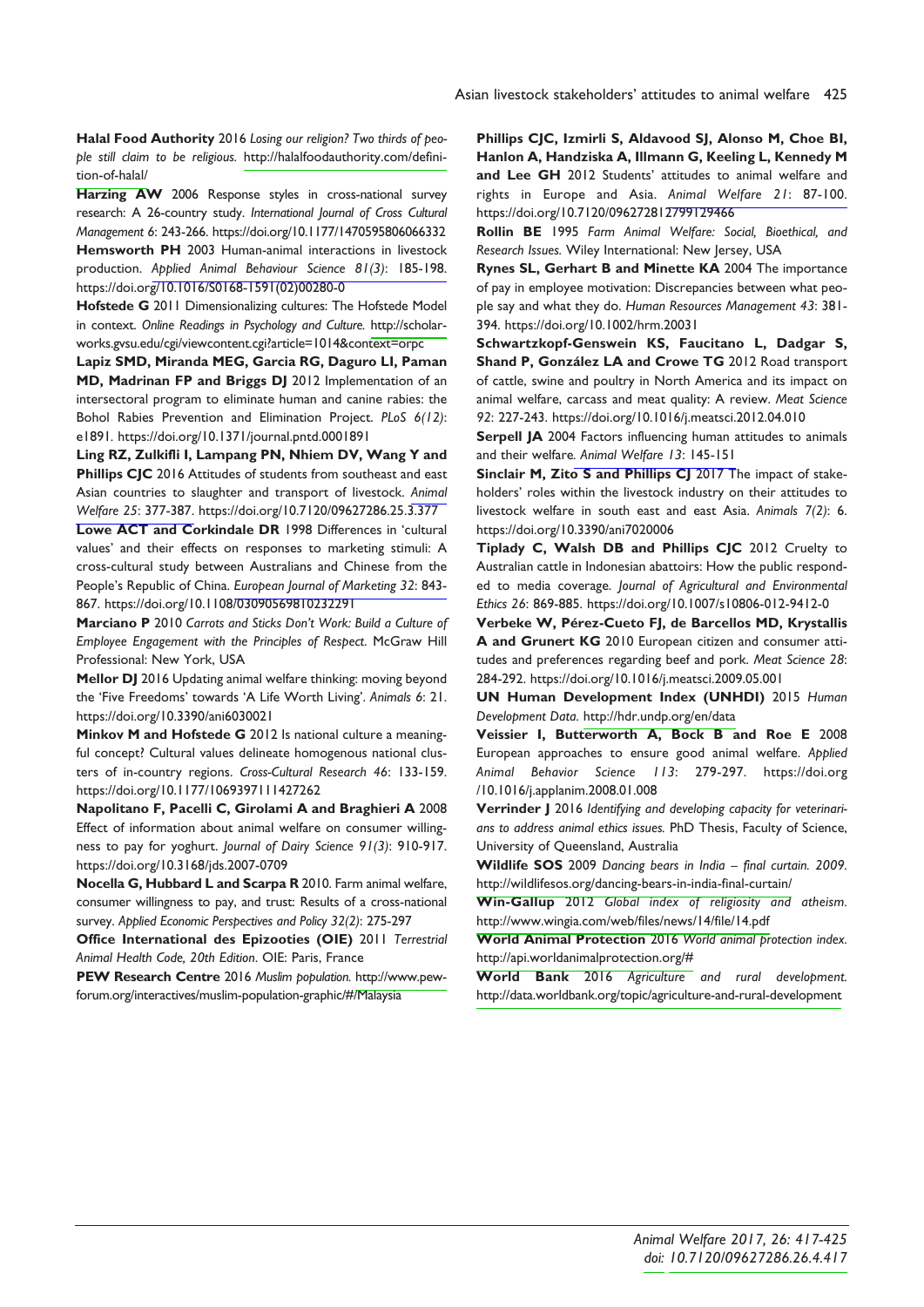**Halal Food Authority** 2016 *Losing our religion? Two thirds of people still claim to be religious.* http://halalfoodauthority.com/definition-of-halal/

**Harzing AW** 2006 Response styles in cross-national survey research: A 26-country study. *International Journal of Cross Cultural Management 6*: 243-266. https://doi.org/10.1177/1470595806066332

**Hemsworth PH** 2003 Human-animal interactions in livestock production. *Applied Animal Behaviour Science 81(3)*: 185-198. https://doi.org/10.1016/S0168-1591(02)00280-0

**Hofstede G** 2011 Dimensionalizing cultures: The Hofstede Model in context. *Online Readings in Psychology and Culture.* http://scholarworks.gvsu.edu/cgi/viewcontent.cgi?article=1014&context=orpc

**Lapiz SMD, Miranda MEG, Garcia RG, Daguro LI, Paman MD, Madrinan FP and Briggs DJ** 2012 Implementation of an intersectoral program to eliminate human and canine rabies: the Bohol Rabies Prevention and Elimination Project. *PLoS 6(12)*: e1891. https://doi.org/10.1371/journal.pntd.0001891

**Ling RZ, Zulkifli I, Lampang PN, Nhiem DV, Wang Y and Phillips CJC** 2016 Attitudes of students from southeast and east Asian countries to slaughter and transport of livestock. *Animal Welfare 25*: 377-387. https://doi.org/10.7120/09627286.25.3.377

**Lowe ACT and Corkindale DR** 1998 Differences in 'cultural values' and their effects on responses to marketing stimuli: A cross-cultural study between Australians and Chinese from the People's Republic of China. *European Journal of Marketing 32*: 843-867. https://doi.org/10.1108/03090569810232291

**Marciano P** 2010 *Carrots and Sticks Don't Work: Build a Culture of Employee Engagement with the Principles of Respect*. McGraw Hill Professional: New York, USA

**Mellor DJ** 2016 Updating animal welfare thinking: moving beyond the 'Five Freedoms' towards 'A Life Worth Living'. *Animals 6*: 21. https://doi.org/10.3390/ani6030021

**Minkov M and Hofstede G** 2012 Is national culture a meaningful concept? Cultural values delineate homogenous national clusters of in-country regions. *Cross-Cultural Research 46*: 133-159. https://doi.org/10.1177/1069397111427262

**Napolitano F, Pacelli C, Girolami A and Braghieri A** 2008 Effect of information about animal welfare on consumer willingness to pay for yoghurt. *Journal of Dairy Science 91(3)*: 910-917. https://doi.org/10.3168/jds.2007-0709

**Nocella G, Hubbard L and Scarpa R** 2010. Farm animal welfare, consumer willingness to pay, and trust: Results of a cross-national survey. *Applied Economic Perspectives and Policy 32(2)*: 275-297

**Office International des Epizooties (OIE)** 2011 *Terrestrial Animal Health Code, 20th Edition*. OIE: Paris, France

**PEW Research Centre** 2016 *Muslim population.* http://www.pewforum.org/interactives/muslim-population-graphic/#/Malaysia

**Phillips CJC, Izmirli S, Aldavood SJ, Alonso M, Choe BI, Hanlon A, Handziska A, Illmann G, Keeling L, Kennedy M and Lee GH** 2012 Students' attitudes to animal welfare and rights in Europe and Asia. *Animal Welfare 21*: 87-100. https://doi.org/10.7120/096272812799129466

**Rollin BE** 1995 *Farm Animal Welfare: Social, Bioethical, and Research Issues.* Wiley International: New Jersey, USA

**Rynes SL, Gerhart B and Minette KA** 2004 The importance of pay in employee motivation: Discrepancies between what people say and what they do. *Human Resources Management 43*: 381-394. https://doi.org/10.1002/hrm.20031

**Schwartzkopf-Genswein KS, Faucitano L, Dadgar S, Shand P, González LA and Crowe TG** 2012 Road transport of cattle, swine and poultry in North America and its impact on animal welfare, carcass and meat quality: A review. *Meat Science 92*: 227-243. https://doi.org/10.1016/j.meatsci.2012.04.010

**Serpell JA** 2004 Factors influencing human attitudes to animals and their welfare. *Animal Welfare 13*: 145-151

**Sinclair M, Zito S and Phillips CJ** 2017 The impact of stakeholders' roles within the livestock industry on their attitudes to livestock welfare in south east and east Asia. *Animals 7(2)*: 6. https://doi.org/10.3390/ani7020006

**Tiplady C, Walsh DB and Phillips CJC** 2012 Cruelty to Australian cattle in Indonesian abattoirs: How the public responded to media coverage. *Journal of Agricultural and Environmental Ethics 26*: 869-885. https://doi.org/10.1007/s10806-012-9412-0

**Verbeke W, Pérez-Cueto FJ, de Barcellos MD, Krystallis A and Grunert KG** 2010 European citizen and consumer attitudes and preferences regarding beef and pork. *Meat Science 28*: 284-292. https://doi.org/10.1016/j.meatsci.2009.05.001

**UN Human Development Index (UNHDI)** 2015 *Human Development Data.* http://hdr.undp.org/en/data

**Veissier I, Butterworth A, Bock B and Roe E** 2008 European approaches to ensure good animal welfare. *Applied Animal Behavior Science 113*: 279-297. https://doi.org/10.1016/j.applanim.2008.01.008

**Verrinder J** 2016 *Identifying and developing capacity for veterinarians to address animal ethics issues.* PhD Thesis, Faculty of Science, University of Queensland, Australia

**Wildlife SOS** 2009 *Dancing bears in India – final curtain. 2009.* http://wildlifesos.org/dancing-bears-in-india-final-curtain/

**Win-Gallup** 2012 *Global index of religiosity and atheism.* http://www.wingia.com/web/files/news/14/file/14.pdf

**World Animal Protection** 2016 *World animal protection index.* http://api.worldanimalprotection.org/#

**World Bank** 2016 *Agriculture and rural development.* http://data.worldbank.org/topic/agriculture-and-rural-development